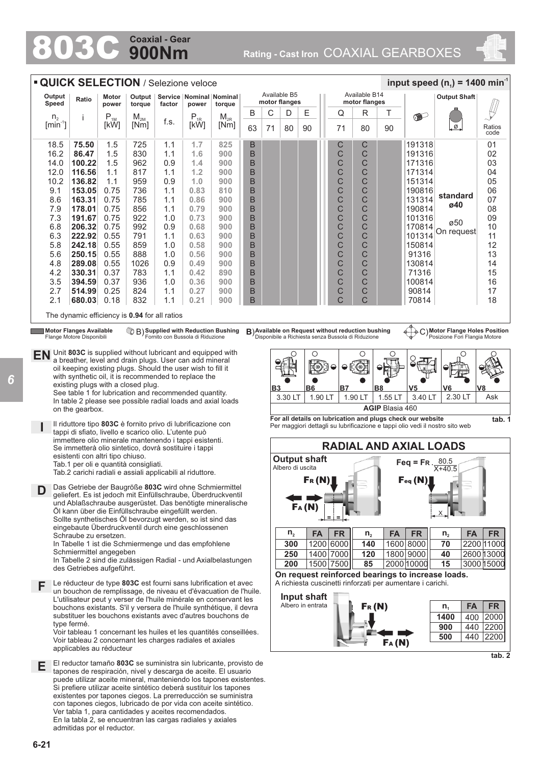# 803C Coaxial - Gear 900Nm

Rating - Cast Iron COAXIAL GEARBOXES

## QUICK SELECTION / Selezione veloce

input speed ($n_1$) = 1400 min$^{-1}$

| Output Speed $n_2$ [min$^{-1}$] | Ratio i | Motor power $P_{1M}$ [kW] | Output torque $M_{2M}$ [Nm] | Service factor f.s. | Nominal power $P_{1R}$ [kW] | Nominal torque $M_{2R}$ [Nm] | Available B5 motor flanges B 63 | C 71 | D 80 | E 90 | Available B14 motor flanges Q 71 | R 80 | T 90 | | Output Shaft | Ratios code |
|---|---|---|---|---|---|---|---|---|---|---|---|---|---|---|---|---|
| 18.5 | **75.50** | 1.5 | 725 | 1.1 | 1.7 | 825 | B | | | | C | C | | 191318 | standard ø40 / ø50 On request | 01 |
| 16.2 | **86.47** | 1.5 | 830 | 1.1 | 1.6 | 900 | B | | | | C | C | | 191316 | | 02 |
| 14.0 | **100.22** | 1.5 | 962 | 0.9 | 1.4 | 900 | B | | | | C | C | | 171316 | | 03 |
| 12.0 | **116.56** | 1.1 | 817 | 1.1 | 1.2 | 900 | B | | | | C | C | | 171314 | | 04 |
| 10.2 | **136.82** | 1.1 | 959 | 0.9 | 1.0 | 900 | B | | | | C | C | | 151314 | | 05 |
| 9.1 | **153.05** | 0.75 | 736 | 1.1 | 0.83 | 810 | B | | | | C | C | | 190816 | | 06 |
| 8.6 | **163.31** | 0.75 | 785 | 1.1 | 0.86 | 900 | B | | | | C | C | | 131314 | | 07 |
| 7.9 | **178.01** | 0.75 | 856 | 1.1 | 0.79 | 900 | B | | | | C | C | | 190814 | | 08 |
| 7.3 | **191.67** | 0.75 | 922 | 1.0 | 0.73 | 900 | B | | | | C | C | | 101316 | | 09 |
| 6.8 | **206.32** | 0.75 | 992 | 0.9 | 0.68 | 900 | B | | | | C | C | | 170814 | | 10 |
| 6.3 | **222.92** | 0.55 | 791 | 1.1 | 0.63 | 900 | B | | | | C | C | | 101314 | | 11 |
| 5.8 | **242.18** | 0.55 | 859 | 1.0 | 0.58 | 900 | B | | | | C | C | | 150814 | | 12 |
| 5.6 | **250.15** | 0.55 | 888 | 1.0 | 0.56 | 900 | B | | | | C | C | | 91316 | | 13 |
| 4.8 | **289.08** | 0.55 | 1026 | 0.9 | 0.49 | 900 | B | | | | C | C | | 130814 | | 14 |
| 4.2 | **330.31** | 0.37 | 783 | 1.1 | 0.42 | 890 | B | | | | C | C | | 71316 | | 15 |
| 3.5 | **394.59** | 0.37 | 936 | 1.0 | 0.36 | 900 | B | | | | C | C | | 100814 | | 16 |
| 2.7 | **514.99** | 0.25 | 824 | 1.1 | 0.27 | 900 | B | | | | C | C | | 90814 | | 17 |
| 2.1 | **680.03** | 0.18 | 832 | 1.1 | 0.21 | 900 | B | | | | C | C | | 70814 | | 18 |

The dynamic efficiency is **0.94** for all ratios

**Motor Flanges Available** Flange Motore Disponibili — B) **Supplied with Reduction Bushing** Fornito con Bussola di Riduzione — B) **Available on Request without reduction bushing** Disponibile a Richiesta senza Bussola di Riduzione — C) **Motor Flange Holes Position** Posizione Fori Flangia Motore

**EN** Unit **803C** is supplied without lubricant and equipped with a breather, level and drain plugs. User can add mineral oil keeping existing plugs. Should the user wish to fill it with synthetic oil, it is recommended to replace the existing plugs with a closed plug.
See table 1 for lubrication and recommended quantity.
In table 2 please see possible radial loads and axial loads on the gearbox.

**I** Il riduttore tipo **803C** è fornito privo di lubrificazione con tappi di sfiato, livello e scarico olio. L'utente può immettere olio minerale mantenendo i tappi esistenti. Se immetterà olio sintetico, dovrà sostituire i tappi esistenti con altri tipo chiuso.
Tab.1 per oli e quantità consigliati.
Tab.2 carichi radiali e assiali applicabili al riduttore.

**D** Das Getriebe der Baugröße **803C** wird ohne Schmiermittel geliefert. Es ist jedoch mit Einfüllschraube, Überdruckventil und Ablaßschraube ausgerüstet. Das benötigte mineralische Öl kann über die Einfüllschraube eingefüllt werden. Sollte synthetisches Öl bevorzugt werden, so ist sind das eingebaute Überdruckventil durch eine geschlossenen Schraube zu ersetzen.
In Tabelle 1 ist die Schmiermenge und das empfohlene Schmiermittel angegeben
In Tabelle 2 sind die zulässigen Radial - und Axialbelastungen des Getriebes aufgeführt.

**F** Le réducteur de type **803C** est fourni sans lubrification et avec un bouchon de remplissage, de niveau et d'évacuation de l'huile. L'utilisateur peut y verser de l'huile minérale en conservant les bouchons existants. S'il y versera de l'huile synthétique, il devra substituer les bouchons existants avec d'autres bouchons de type fermé.
Voir tableau 1 concernant les huiles et les quantités conseillées.
Voir tableau 2 concernant les charges radiales et axiales applicables au réducteur

**E** El reductor tamaño **803C** se suministra sin lubricante, provisto de tapones de respiración, nivel y descarga de aceite. El usuario puede utilizar aceite mineral, manteniendo los tapones existentes. Si prefiere utilizar aceite sintético deberá sustituir los tapones existentes por tapones ciegos. La prerreducción se suministra con tapones ciegos, lubricado de por vida con aceite sintético. Ver tabla 1, para cantidades y aceites recomendados.
En la tabla 2, se encuentran las cargas radiales y axiales admitidas por el reductor.

| B3 | B6 | B7 | B8 | V5 | V6 | V8 |
|---|---|---|---|---|---|---|
| 3.30 LT | 1.90 LT | 1.90 LT | 1.55 LT | 3.40 LT | 2.30 LT | Ask |
| **AGIP** Blasia 460 | | | | | | |

**For all details on lubrication and plugs check our website**
Per maggiori dettagli su lubrificazione e tappi olio vedi il nostro sito web

tab. 1

## RADIAL AND AXIAL LOADS

**Output shaft**
Albero di uscita

$F_R$ (N) — $F_A$ (N) — $F_{eq}$ (N)

$$Feq = F_R \cdot \frac{80.5}{X+40.5}$$

| $n_2$ | FA | FR | $n_2$ | FA | FR | $n_2$ | FA | FR |
|---|---|---|---|---|---|---|---|---|
| **300** | 1200 | 6000 | **140** | 1600 | 8000 | **70** | 2200 | 11000 |
| **250** | 1400 | 7000 | **120** | 1800 | 9000 | **40** | 2600 | 13000 |
| **200** | 1500 | 7500 | **85** | 2000 | 10000 | **15** | 3000 | 15000 |

**On request reinforced bearings to increase loads.**
A richiesta cuscinetti rinforzati per aumentare i carichi.

**Input shaft**
Albero in entrata

$F_R$ (N) — $F_A$ (N)

| $n_1$ | FA | FR |
|---|---|---|
| **1400** | 400 | 2000 |
| **900** | 440 | 2200 |
| **500** | 440 | 2200 |

tab. 2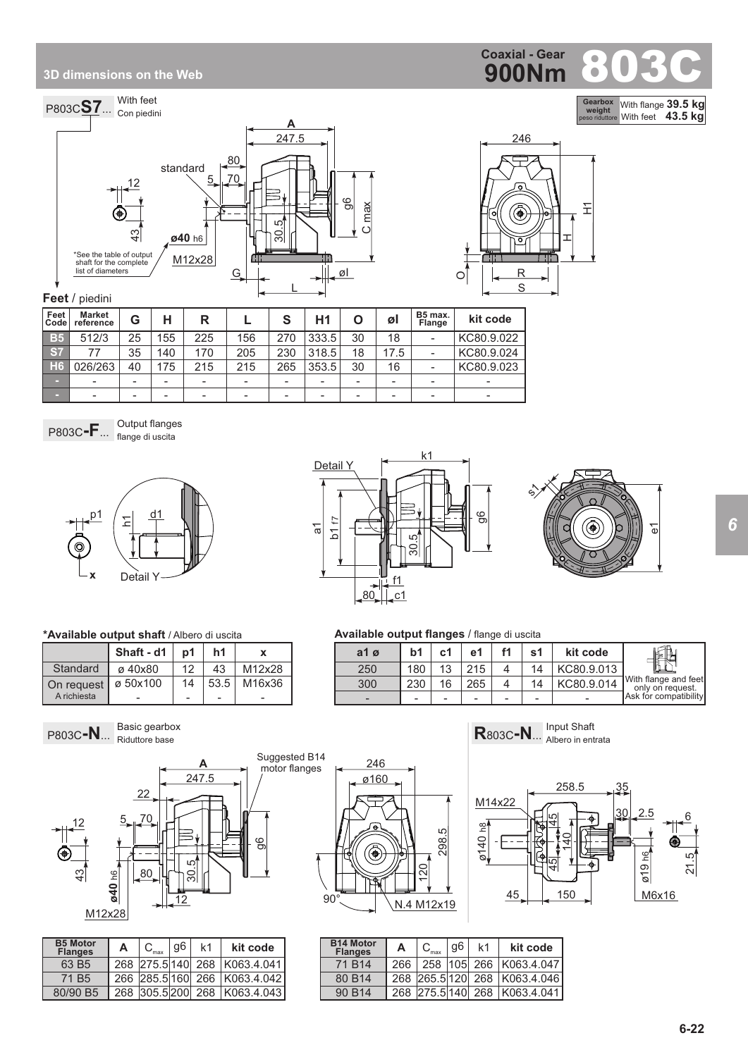3D dimensions on the Web

# Coaxial - Gear 900Nm 803C

P803C**S7**... With feet / Con piedini

| Gearbox weight / peso riduttore | |
|---|---|
| With flange | **39.5 kg** |
| With feet | **43.5 kg** |

*See the table of output shaft for the complete list of diameters

**Feet** / piedini

| Feet Code | Market reference | G | H | R | L | S | H1 | O | øI | B5 max. Flange | kit code |
|---|---|---|---|---|---|---|---|---|---|---|---|
| B5 | 512/3 | 25 | 155 | 225 | 156 | 270 | 333.5 | 30 | 18 | - | KC80.9.022 |
| S7 | 77 | 35 | 140 | 170 | 205 | 230 | 318.5 | 18 | 17.5 | - | KC80.9.024 |
| H6 | 026/263 | 40 | 175 | 215 | 215 | 265 | 353.5 | 30 | 16 | - | KC80.9.023 |
| - | - | - | - | - | - | - | - | - | - | - | - |
| - | - | - | - | - | - | - | - | - | - | - | - |

P803C**-F**... Output flanges / flange di uscita

**\*Available output shaft** / Albero di uscita

| | Shaft - d1 | p1 | h1 | x |
|---|---|---|---|---|
| Standard | ø 40x80 | 12 | 43 | M12x28 |
| On request / A richiesta | ø 50x100 | 14 | 53.5 | M16x36 |
| | - | - | - | - |

**Available output flanges** / flange di uscita

| a1 ø | b1 | c1 | e1 | f1 | s1 | kit code |
|---|---|---|---|---|---|---|
| 250 | 180 | 13 | 215 | 4 | 14 | KC80.9.013 |
| 300 | 230 | 16 | 265 | 4 | 14 | KC80.9.014 |
| - | - | - | - | - | - | - |

With flange and feet only on request. Ask for compatibility

P803C**-N**... Basic gearbox / Riduttore base

Suggested B14 motor flanges

**R**803C**-N**... Input Shaft / Albero in entrata

| B5 Motor Flanges | A | $C_{max}$ | g6 | k1 | kit code |
|---|---|---|---|---|---|
| 63 B5 | 268 | 275.5 | 140 | 268 | K063.4.041 |
| 71 B5 | 266 | 285.5 | 160 | 266 | K063.4.042 |
| 80/90 B5 | 268 | 305.5 | 200 | 268 | K063.4.043 |

| B14 Motor Flanges | A | $C_{max}$ | g6 | k1 | kit code |
|---|---|---|---|---|---|
| 71 B14 | 266 | 258 | 105 | 266 | K063.4.047 |
| 80 B14 | 268 | 265.5 | 120 | 268 | K063.4.046 |
| 90 B14 | 268 | 275.5 | 140 | 268 | K063.4.041 |